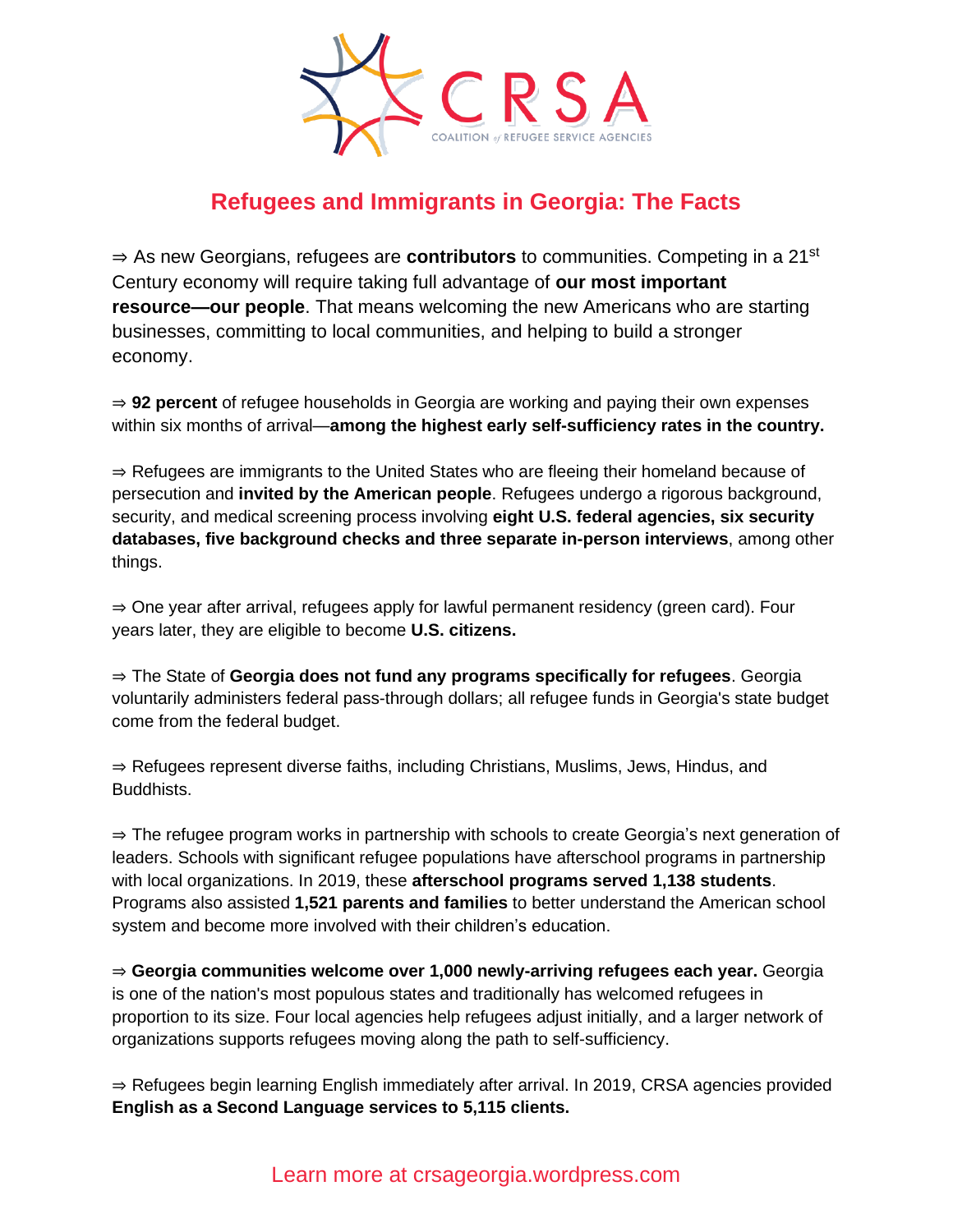CRSA

COALITION of REFUGEE SERVICE AGENCIES

# Refugees and Immigrants in Georgia: The Facts

⇒ As new Georgians, refugees are **contributors** to communities. Competing in a 21st Century economy will require taking full advantage of **our most important resource—our people**. That means welcoming the new Americans who are starting businesses, committing to local communities, and helping to build a stronger economy.

⇒ **92 percent** of refugee households in Georgia are working and paying their own expenses within six months of arrival—**among the highest early self-sufficiency rates in the country.**

⇒ Refugees are immigrants to the United States who are fleeing their homeland because of persecution and **invited by the American people**. Refugees undergo a rigorous background, security, and medical screening process involving **eight U.S. federal agencies, six security databases, five background checks and three separate in-person interviews**, among other things.

⇒ One year after arrival, refugees apply for lawful permanent residency (green card). Four years later, they are eligible to become **U.S. citizens.**

⇒ The State of **Georgia does not fund any programs specifically for refugees**. Georgia voluntarily administers federal pass-through dollars; all refugee funds in Georgia's state budget come from the federal budget.

⇒ Refugees represent diverse faiths, including Christians, Muslims, Jews, Hindus, and Buddhists.

⇒ The refugee program works in partnership with schools to create Georgia's next generation of leaders. Schools with significant refugee populations have afterschool programs in partnership with local organizations. In 2019, these **afterschool programs served 1,138 students**. Programs also assisted **1,521 parents and families** to better understand the American school system and become more involved with their children's education.

⇒ **Georgia communities welcome over 1,000 newly-arriving refugees each year.** Georgia is one of the nation's most populous states and traditionally has welcomed refugees in proportion to its size. Four local agencies help refugees adjust initially, and a larger network of organizations supports refugees moving along the path to self-sufficiency.

⇒ Refugees begin learning English immediately after arrival. In 2019, CRSA agencies provided **English as a Second Language services to 5,115 clients.**

Learn more at crsageorgia.wordpress.com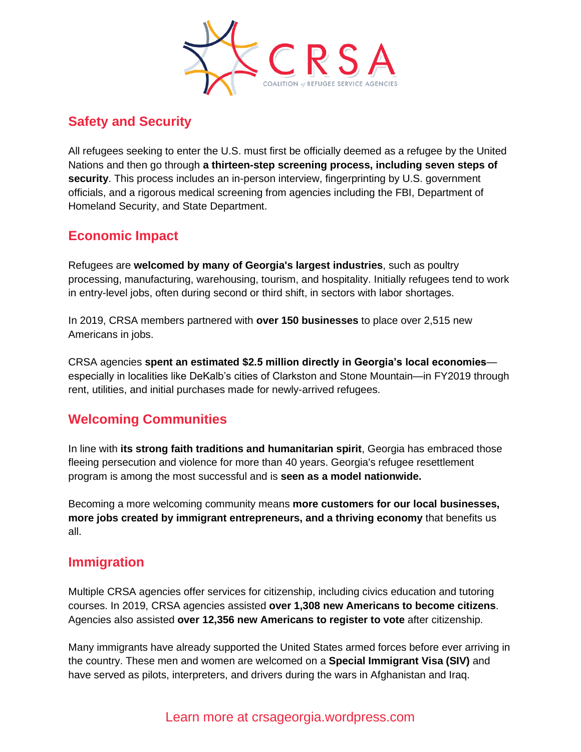CRSA

COALITION of REFUGEE SERVICE AGENCIES

## Safety and Security

All refugees seeking to enter the U.S. must first be officially deemed as a refugee by the United Nations and then go through **a thirteen-step screening process, including seven steps of security**. This process includes an in-person interview, fingerprinting by U.S. government officials, and a rigorous medical screening from agencies including the FBI, Department of Homeland Security, and State Department.

## Economic Impact

Refugees are **welcomed by many of Georgia's largest industries**, such as poultry processing, manufacturing, warehousing, tourism, and hospitality. Initially refugees tend to work in entry-level jobs, often during second or third shift, in sectors with labor shortages.

In 2019, CRSA members partnered with **over 150 businesses** to place over 2,515 new Americans in jobs.

CRSA agencies **spent an estimated $2.5 million directly in Georgia's local economies**—especially in localities like DeKalb's cities of Clarkston and Stone Mountain—in FY2019 through rent, utilities, and initial purchases made for newly-arrived refugees.

## Welcoming Communities

In line with **its strong faith traditions and humanitarian spirit**, Georgia has embraced those fleeing persecution and violence for more than 40 years. Georgia's refugee resettlement program is among the most successful and is **seen as a model nationwide.**

Becoming a more welcoming community means **more customers for our local businesses, more jobs created by immigrant entrepreneurs, and a thriving economy** that benefits us all.

## Immigration

Multiple CRSA agencies offer services for citizenship, including civics education and tutoring courses. In 2019, CRSA agencies assisted **over 1,308 new Americans to become citizens**. Agencies also assisted **over 12,356 new Americans to register to vote** after citizenship.

Many immigrants have already supported the United States armed forces before ever arriving in the country. These men and women are welcomed on a **Special Immigrant Visa (SIV)** and have served as pilots, interpreters, and drivers during the wars in Afghanistan and Iraq.

Learn more at crsageorgia.wordpress.com